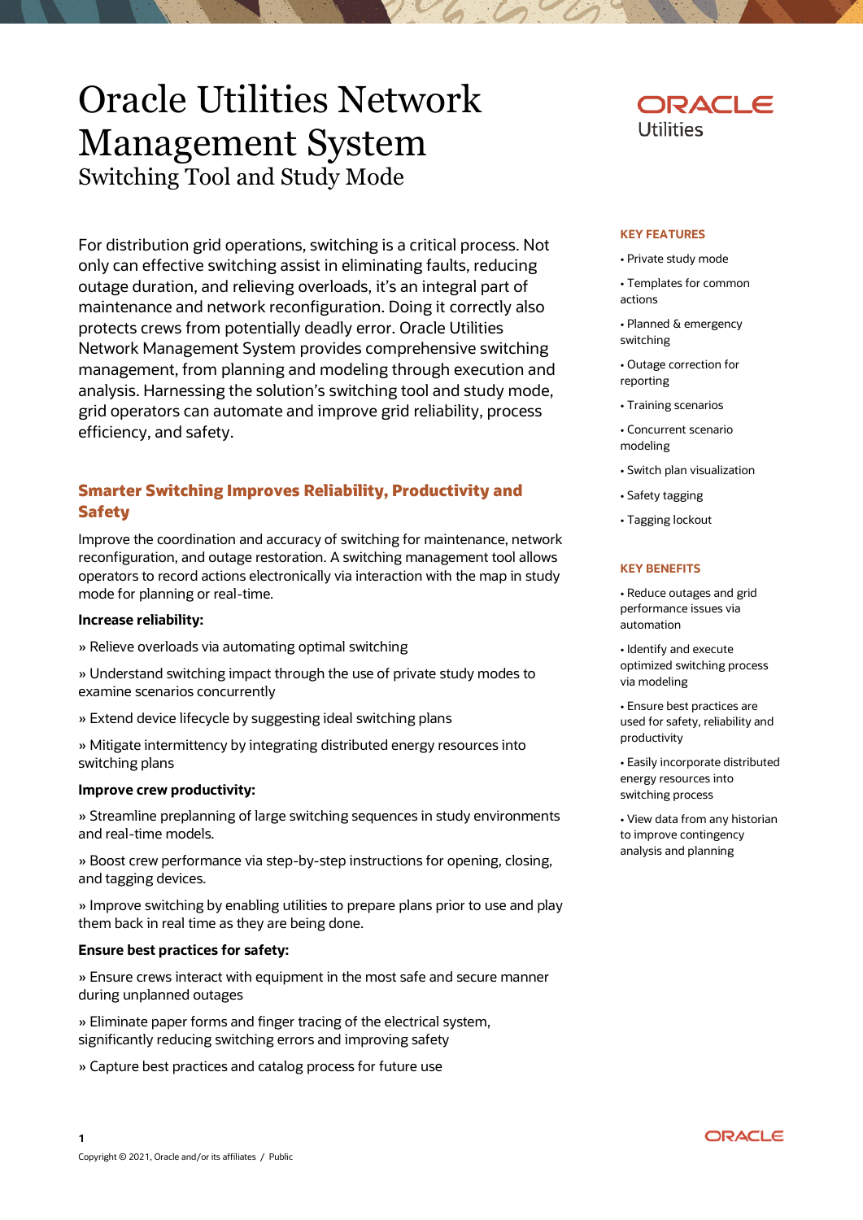# Oracle Utilities Network Management System

## Switching Tool and Study Mode

For distribution grid operations, switching is a critical process. Not only can effective switching assist in eliminating faults, reducing outage duration, and relieving overloads, it's an integral part of maintenance and network reconfiguration. Doing it correctly also protects crews from potentially deadly error. Oracle Utilities Network Management System provides comprehensive switching management, from planning and modeling through execution and analysis. Harnessing the solution's switching tool and study mode, grid operators can automate and improve grid reliability, process efficiency, and safety.

### Smarter Switching Improves Reliability, Productivity and Safety

Improve the coordination and accuracy of switching for maintenance, network reconfiguration, and outage restoration. A switching management tool allows operators to record actions electronically via interaction with the map in study mode for planning or real-time.

**Increase reliability:**

» Relieve overloads via automating optimal switching

» Understand switching impact through the use of private study modes to examine scenarios concurrently

» Extend device lifecycle by suggesting ideal switching plans

» Mitigate intermittency by integrating distributed energy resources into switching plans

**Improve crew productivity:**

» Streamline preplanning of large switching sequences in study environments and real-time models.

» Boost crew performance via step-by-step instructions for opening, closing, and tagging devices.

» Improve switching by enabling utilities to prepare plans prior to use and play them back in real time as they are being done.

**Ensure best practices for safety:**

» Ensure crews interact with equipment in the most safe and secure manner during unplanned outages

» Eliminate paper forms and finger tracing of the electrical system, significantly reducing switching errors and improving safety

» Capture best practices and catalog process for future use

#### KEY FEATURES

- Private study mode
- Templates for common actions
- Planned & emergency switching
- Outage correction for reporting
- Training scenarios
- Concurrent scenario modeling
- Switch plan visualization
- Safety tagging
- Tagging lockout

#### KEY BENEFITS

- Reduce outages and grid performance issues via automation
- Identify and execute optimized switching process via modeling
- Ensure best practices are used for safety, reliability and productivity
- Easily incorporate distributed energy resources into switching process
- View data from any historian to improve contingency analysis and planning

Copyright © 2021, Oracle and/or its affiliates / Public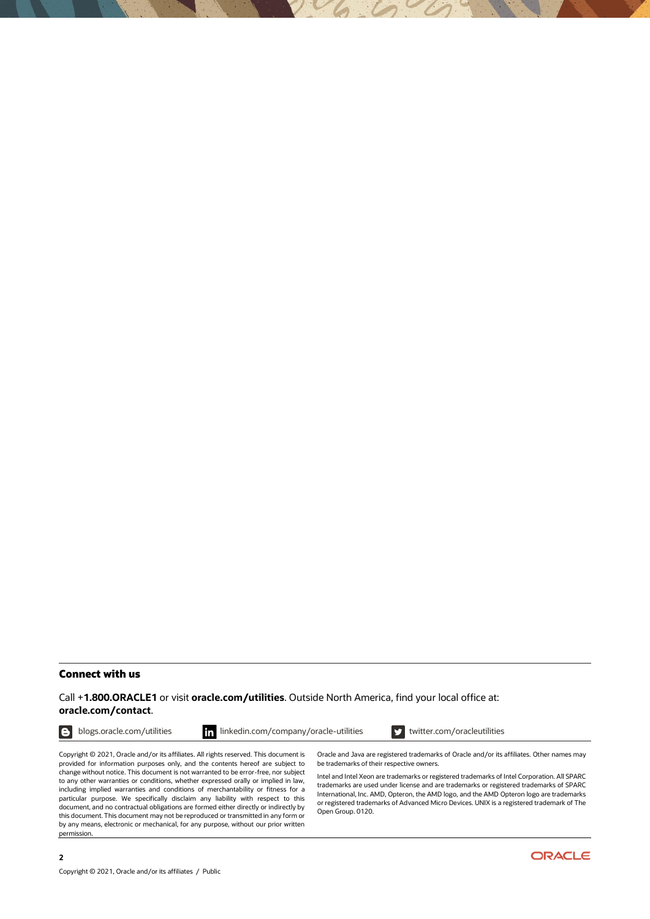## Connect with us

Call +**1.800.ORACLE1** or visit **oracle.com/utilities**. Outside North America, find your local office at: **oracle.com/contact**.

blogs.oracle.com/utilities    linkedin.com/company/oracle-utilities    twitter.com/oracleutilities

Copyright © 2021, Oracle and/or its affiliates. All rights reserved. This document is provided for information purposes only, and the contents hereof are subject to change without notice. This document is not warranted to be error-free, nor subject to any other warranties or conditions, whether expressed orally or implied in law, including implied warranties and conditions of merchantability or fitness for a particular purpose. We specifically disclaim any liability with respect to this document, and no contractual obligations are formed either directly or indirectly by this document. This document may not be reproduced or transmitted in any form or by any means, electronic or mechanical, for any purpose, without our prior written permission.

Oracle and Java are registered trademarks of Oracle and/or its affiliates. Other names may be trademarks of their respective owners.

Intel and Intel Xeon are trademarks or registered trademarks of Intel Corporation. All SPARC trademarks are used under license and are trademarks or registered trademarks of SPARC International, Inc. AMD, Opteron, the AMD logo, and the AMD Opteron logo are trademarks or registered trademarks of Advanced Micro Devices. UNIX is a registered trademark of The Open Group. 0120.